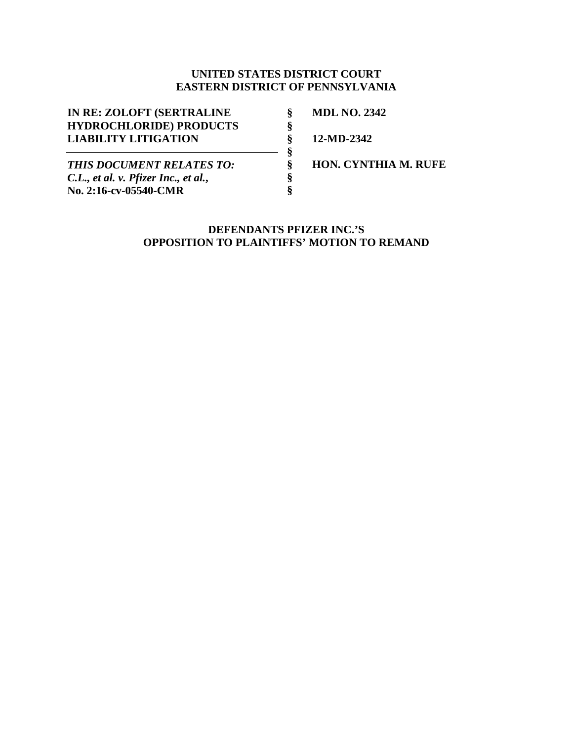**UNITED STATES DISTRICT COURT**
**EASTERN DISTRICT OF PENNSYLVANIA**

| | | |
|---|---|---|
| **IN RE: ZOLOFT (SERTRALINE HYDROCHLORIDE) PRODUCTS LIABILITY LITIGATION** | § § § | **MDL NO. 2342** **12-MD-2342** |
| ***THIS DOCUMENT RELATES TO:*** ***C.L., et al. v. Pfizer Inc., et al.,*** **No. 2:16-cv-05540-CMR** | § § § § | **HON. CYNTHIA M. RUFE** |

**DEFENDANTS PFIZER INC.'S**
**OPPOSITION TO PLAINTIFFS' MOTION TO REMAND**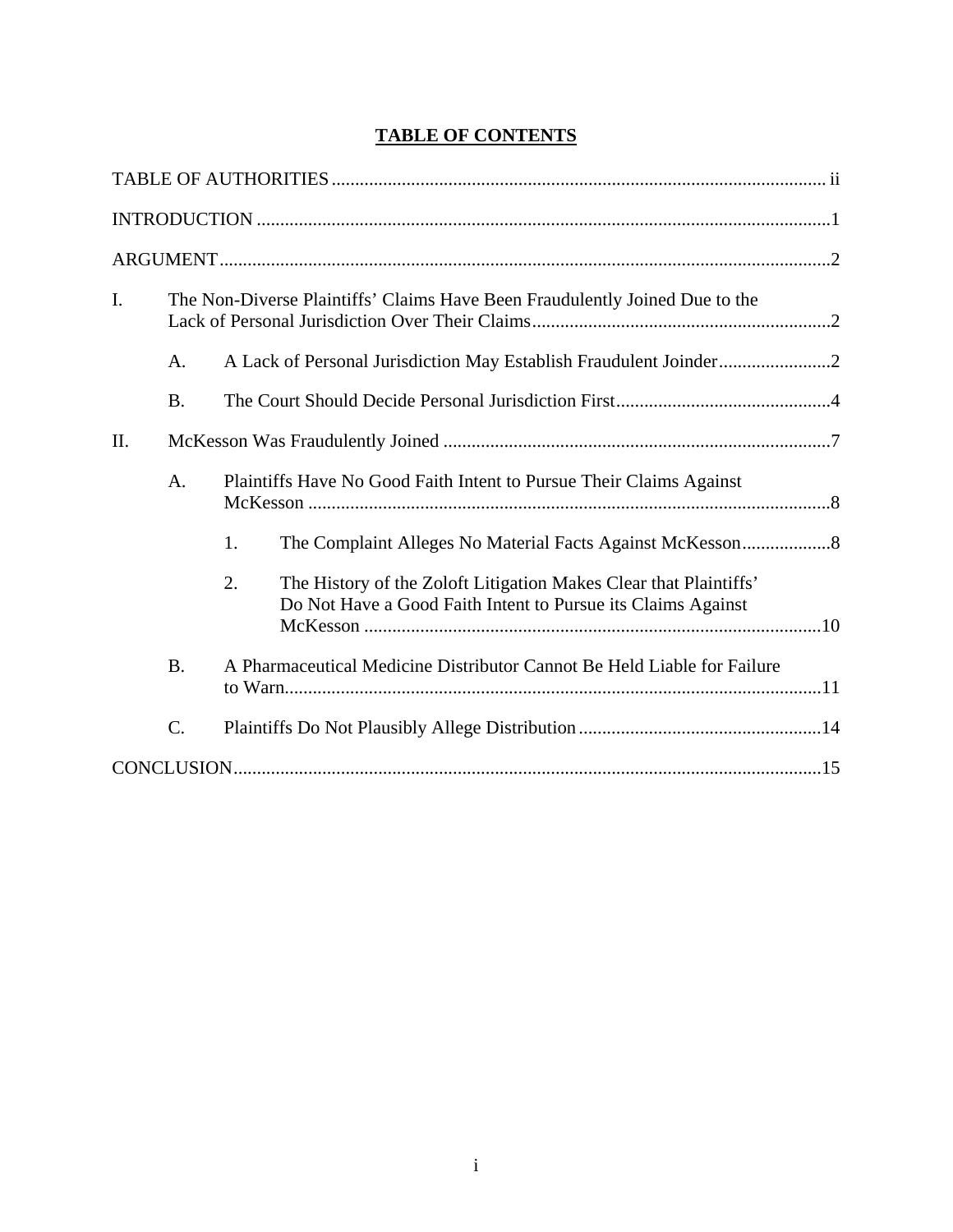## TABLE OF CONTENTS

TABLE OF AUTHORITIES .......... ii

INTRODUCTION .......... 1

ARGUMENT .......... 2

I. The Non-Diverse Plaintiffs' Claims Have Been Fraudulently Joined Due to the Lack of Personal Jurisdiction Over Their Claims .......... 2

 A. A Lack of Personal Jurisdiction May Establish Fraudulent Joinder .......... 2

 B. The Court Should Decide Personal Jurisdiction First .......... 4

II. McKesson Was Fraudulently Joined .......... 7

 A. Plaintiffs Have No Good Faith Intent to Pursue Their Claims Against McKesson .......... 8

  1. The Complaint Alleges No Material Facts Against McKesson .......... 8

  2. The History of the Zoloft Litigation Makes Clear that Plaintiffs' Do Not Have a Good Faith Intent to Pursue its Claims Against McKesson .......... 10

 B. A Pharmaceutical Medicine Distributor Cannot Be Held Liable for Failure to Warn .......... 11

 C. Plaintiffs Do Not Plausibly Allege Distribution .......... 14

CONCLUSION .......... 15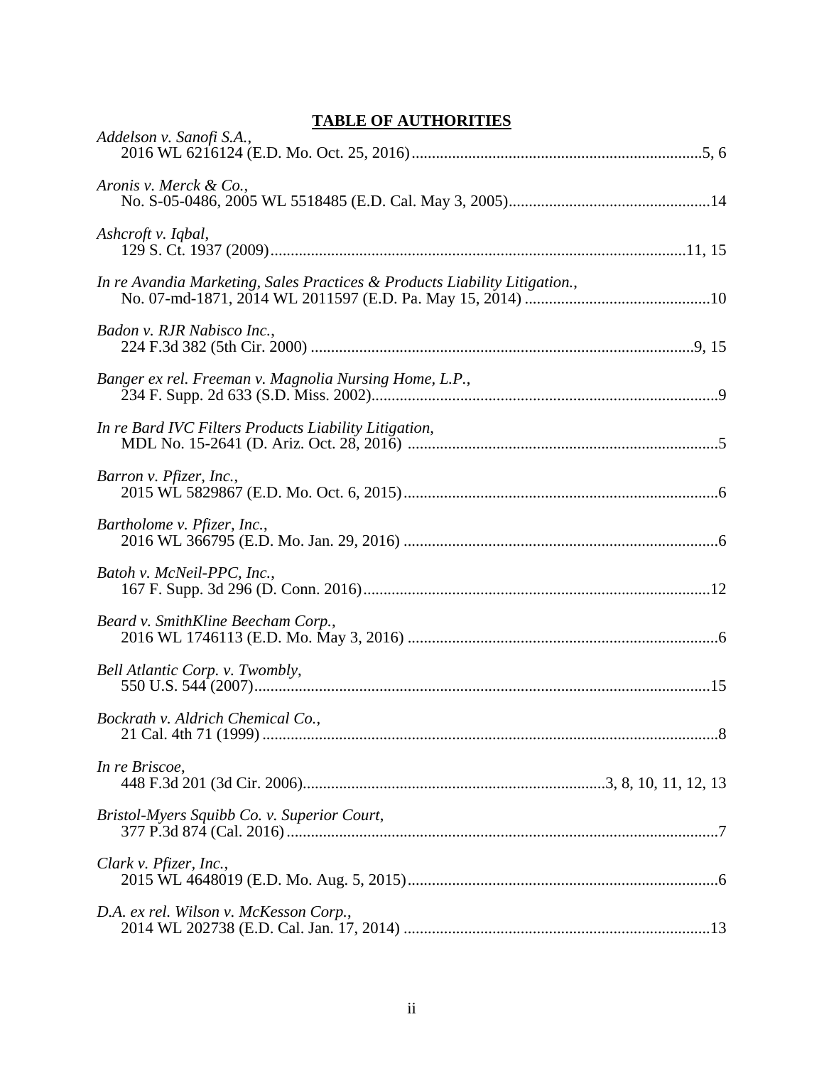## TABLE OF AUTHORITIES

*Addelson v. Sanofi S.A.*,
2016 WL 6216124 (E.D. Mo. Oct. 25, 2016) ........................................................................ 5, 6

*Aronis v. Merck & Co.*,
No. S-05-0486, 2005 WL 5518485 (E.D. Cal. May 3, 2005) .................................................. 14

*Ashcroft v. Iqbal*,
129 S. Ct. 1937 (2009) ....................................................................................................... 11, 15

*In re Avandia Marketing, Sales Practices & Products Liability Litigation.*,
No. 07-md-1871, 2014 WL 2011597 (E.D. Pa. May 15, 2014) .............................................. 10

*Badon v. RJR Nabisco Inc.*,
224 F.3d 382 (5th Cir. 2000) .............................................................................................. 9, 15

*Banger ex rel. Freeman v. Magnolia Nursing Home, L.P.*,
234 F. Supp. 2d 633 (S.D. Miss. 2002) ...................................................................................... 9

*In re Bard IVC Filters Products Liability Litigation*,
MDL No. 15-2641 (D. Ariz. Oct. 28, 2016) ............................................................................. 5

*Barron v. Pfizer, Inc.*,
2015 WL 5829867 (E.D. Mo. Oct. 6, 2015) .............................................................................. 6

*Bartholome v. Pfizer, Inc.*,
2016 WL 366795 (E.D. Mo. Jan. 29, 2016) .............................................................................. 6

*Batoh v. McNeil-PPC, Inc.*,
167 F. Supp. 3d 296 (D. Conn. 2016) ...................................................................................... 12

*Beard v. SmithKline Beecham Corp.*,
2016 WL 1746113 (E.D. Mo. May 3, 2016) ............................................................................. 6

*Bell Atlantic Corp. v. Twombly*,
550 U.S. 544 (2007) ................................................................................................................. 15

*Bockrath v. Aldrich Chemical Co.*,
21 Cal. 4th 71 (1999) ................................................................................................................. 8

*In re Briscoe*,
448 F.3d 201 (3d Cir. 2006) ........................................................................... 3, 8, 10, 11, 12, 13

*Bristol-Myers Squibb Co. v. Superior Court*,
377 P.3d 874 (Cal. 2016) ........................................................................................................... 7

*Clark v. Pfizer, Inc.*,
2015 WL 4648019 (E.D. Mo. Aug. 5, 2015) ............................................................................. 6

*D.A. ex rel. Wilson v. McKesson Corp.*,
2014 WL 202738 (E.D. Cal. Jan. 17, 2014) ............................................................................ 13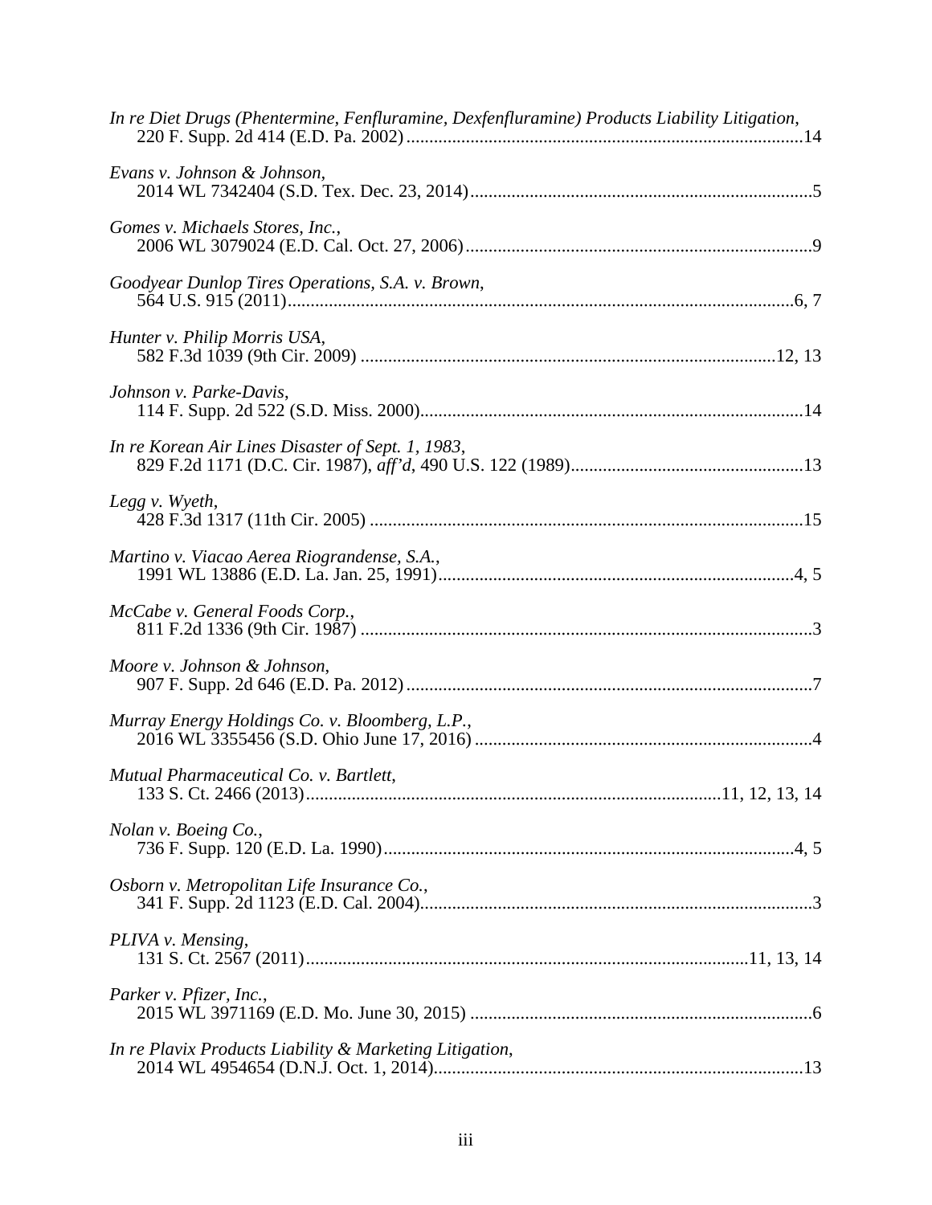*In re Diet Drugs (Phentermine, Fenfluramine, Dexfenfluramine) Products Liability Litigation*,
220 F. Supp. 2d 414 (E.D. Pa. 2002) ..................................................................................... 14

*Evans v. Johnson & Johnson*,
2014 WL 7342404 (S.D. Tex. Dec. 23, 2014) .......................................................................... 5

*Gomes v. Michaels Stores, Inc.*,
2006 WL 3079024 (E.D. Cal. Oct. 27, 2006) ........................................................................... 9

*Goodyear Dunlop Tires Operations, S.A. v. Brown*,
564 U.S. 915 (2011) ............................................................................................................ 6, 7

*Hunter v. Philip Morris USA*,
582 F.3d 1039 (9th Cir. 2009) ......................................................................................... 12, 13

*Johnson v. Parke-Davis*,
114 F. Supp. 2d 522 (S.D. Miss. 2000) .................................................................................. 14

*In re Korean Air Lines Disaster of Sept. 1, 1983*,
829 F.2d 1171 (D.C. Cir. 1987), *aff'd*, 490 U.S. 122 (1989) .................................................. 13

*Legg v. Wyeth*,
428 F.3d 1317 (11th Cir. 2005) ............................................................................................. 15

*Martino v. Viacao Aerea Riograndense, S.A.*,
1991 WL 13886 (E.D. La. Jan. 25, 1991) ............................................................................ 4, 5

*McCabe v. General Foods Corp.*,
811 F.2d 1336 (9th Cir. 1987) ................................................................................................. 3

*Moore v. Johnson & Johnson*,
907 F. Supp. 2d 646 (E.D. Pa. 2012) ....................................................................................... 7

*Murray Energy Holdings Co. v. Bloomberg, L.P.*,
2016 WL 3355456 (S.D. Ohio June 17, 2016) ......................................................................... 4

*Mutual Pharmaceutical Co. v. Bartlett*,
133 S. Ct. 2466 (2013) ......................................................................................... 11, 12, 13, 14

*Nolan v. Boeing Co.*,
736 F. Supp. 120 (E.D. La. 1990) ........................................................................................ 4, 5

*Osborn v. Metropolitan Life Insurance Co.*,
341 F. Supp. 2d 1123 (E.D. Cal. 2004) .................................................................................... 3

*PLIVA v. Mensing*,
131 S. Ct. 2567 (2011) ............................................................................................... 11, 13, 14

*Parker v. Pfizer, Inc.*,
2015 WL 3971169 (E.D. Mo. June 30, 2015) .......................................................................... 6

*In re Plavix Products Liability & Marketing Litigation*,
2014 WL 4954654 (D.N.J. Oct. 1, 2014) ............................................................................... 13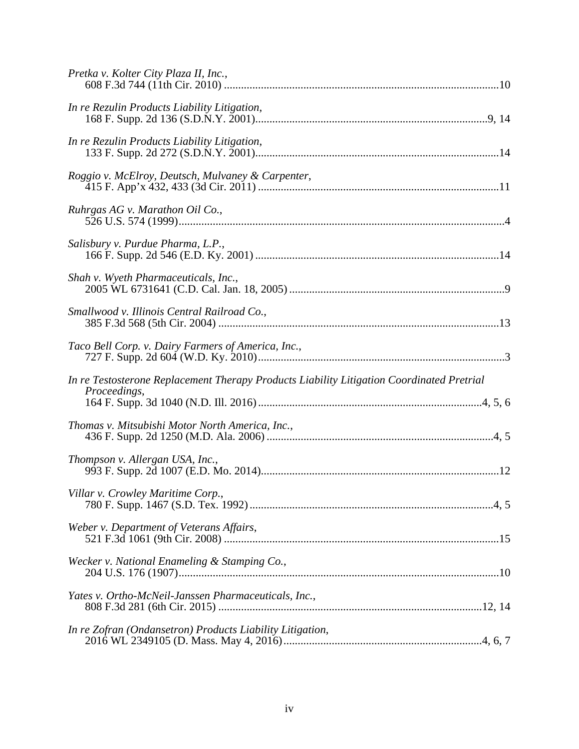*Pretka v. Kolter City Plaza II, Inc.*,
608 F.3d 744 (11th Cir. 2010) ....................................................................................................10

*In re Rezulin Products Liability Litigation*,
168 F. Supp. 2d 136 (S.D.N.Y. 2001)...................................................................................9, 14

*In re Rezulin Products Liability Litigation*,
133 F. Supp. 2d 272 (S.D.N.Y. 2001).......................................................................................14

*Roggio v. McElroy, Deutsch, Mulvaney & Carpenter*,
415 F. App'x 432, 433 (3d Cir. 2011) .....................................................................................11

*Ruhrgas AG v. Marathon Oil Co.*,
526 U.S. 574 (1999)....................................................................................................................4

*Salisbury v. Purdue Pharma, L.P.*,
166 F. Supp. 2d 546 (E.D. Ky. 2001) ......................................................................................14

*Shah v. Wyeth Pharmaceuticals, Inc.*,
2005 WL 6731641 (C.D. Cal. Jan. 18, 2005) ............................................................................9

*Smallwood v. Illinois Central Railroad Co.*,
385 F.3d 568 (5th Cir. 2004) ...................................................................................................13

*Taco Bell Corp. v. Dairy Farmers of America, Inc.*,
727 F. Supp. 2d 604 (W.D. Ky. 2010).......................................................................................3

*In re Testosterone Replacement Therapy Products Liability Litigation Coordinated Pretrial Proceedings*,
164 F. Supp. 3d 1040 (N.D. Ill. 2016) ...............................................................................4, 5, 6

*Thomas v. Mitsubishi Motor North America, Inc.*,
436 F. Supp. 2d 1250 (M.D. Ala. 2006) ...............................................................................4, 5

*Thompson v. Allergan USA, Inc.*,
993 F. Supp. 2d 1007 (E.D. Mo. 2014)....................................................................................12

*Villar v. Crowley Maritime Corp.*,
780 F. Supp. 1467 (S.D. Tex. 1992) ......................................................................................4, 5

*Weber v. Department of Veterans Affairs*,
521 F.3d 1061 (9th Cir. 2008) .................................................................................................15

*Wecker v. National Enameling & Stamping Co.*,
204 U.S. 176 (1907)..................................................................................................................10

*Yates v. Ortho-McNeil-Janssen Pharmaceuticals, Inc.*,
808 F.3d 281 (6th Cir. 2015) ............................................................................................12, 14

*In re Zofran (Ondansetron) Products Liability Litigation*,
2016 WL 2349105 (D. Mass. May 4, 2016).......................................................................4, 6, 7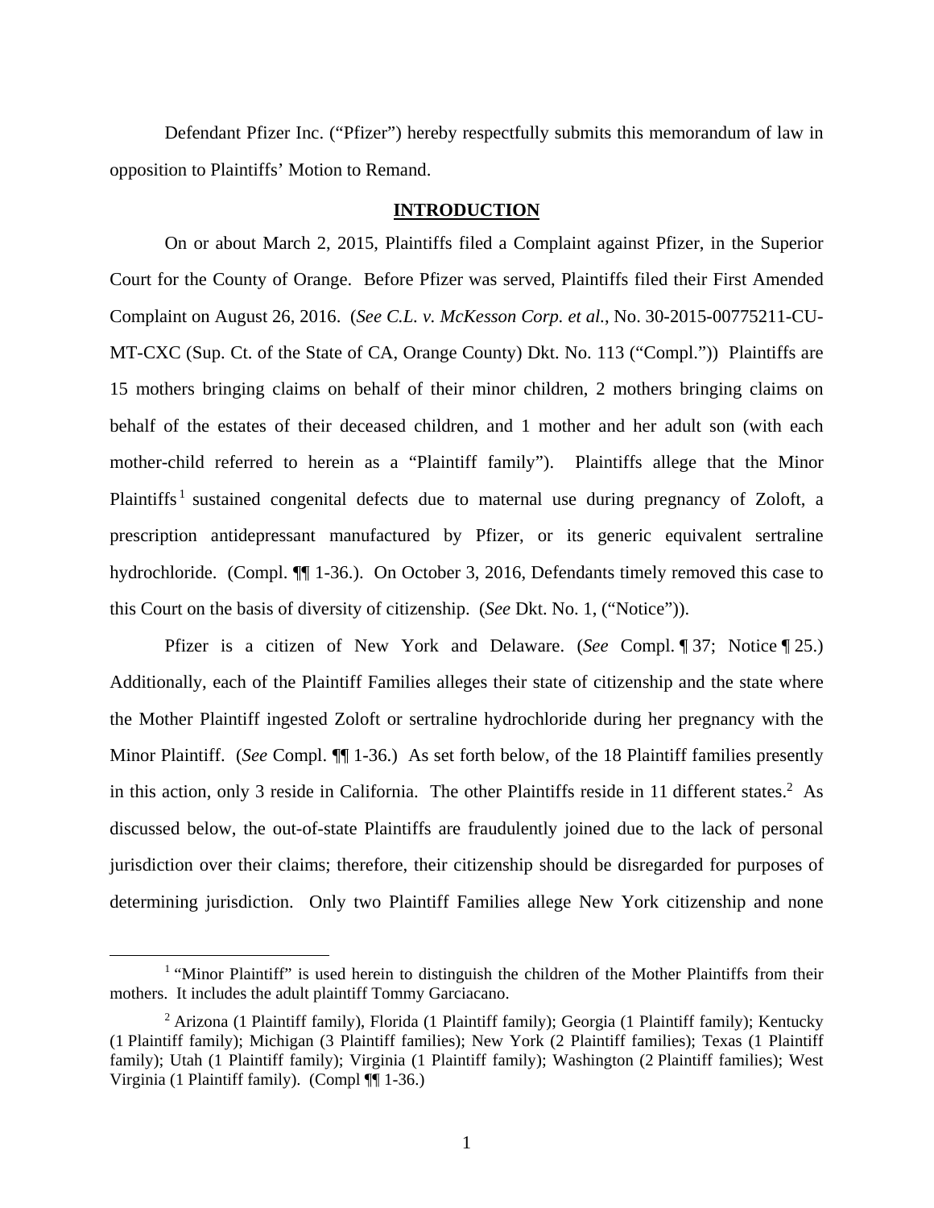Defendant Pfizer Inc. ("Pfizer") hereby respectfully submits this memorandum of law in opposition to Plaintiffs' Motion to Remand.

## INTRODUCTION

On or about March 2, 2015, Plaintiffs filed a Complaint against Pfizer, in the Superior Court for the County of Orange. Before Pfizer was served, Plaintiffs filed their First Amended Complaint on August 26, 2016. (*See C.L. v. McKesson Corp. et al.*, No. 30-2015-00775211-CU-MT-CXC (Sup. Ct. of the State of CA, Orange County) Dkt. No. 113 ("Compl.")) Plaintiffs are 15 mothers bringing claims on behalf of their minor children, 2 mothers bringing claims on behalf of the estates of their deceased children, and 1 mother and her adult son (with each mother-child referred to herein as a "Plaintiff family"). Plaintiffs allege that the Minor Plaintiffs[1] sustained congenital defects due to maternal use during pregnancy of Zoloft, a prescription antidepressant manufactured by Pfizer, or its generic equivalent sertraline hydrochloride. (Compl. ¶¶ 1-36.). On October 3, 2016, Defendants timely removed this case to this Court on the basis of diversity of citizenship. (*See* Dkt. No. 1, ("Notice")).

Pfizer is a citizen of New York and Delaware. (*See* Compl. ¶ 37; Notice ¶ 25.) Additionally, each of the Plaintiff Families alleges their state of citizenship and the state where the Mother Plaintiff ingested Zoloft or sertraline hydrochloride during her pregnancy with the Minor Plaintiff. (*See* Compl. ¶¶ 1-36.) As set forth below, of the 18 Plaintiff families presently in this action, only 3 reside in California. The other Plaintiffs reside in 11 different states.[2] As discussed below, the out-of-state Plaintiffs are fraudulently joined due to the lack of personal jurisdiction over their claims; therefore, their citizenship should be disregarded for purposes of determining jurisdiction. Only two Plaintiff Families allege New York citizenship and none

---

[1] "Minor Plaintiff" is used herein to distinguish the children of the Mother Plaintiffs from their mothers. It includes the adult plaintiff Tommy Garciacano.

[2] Arizona (1 Plaintiff family), Florida (1 Plaintiff family); Georgia (1 Plaintiff family); Kentucky (1 Plaintiff family); Michigan (3 Plaintiff families); New York (2 Plaintiff families); Texas (1 Plaintiff family); Utah (1 Plaintiff family); Virginia (1 Plaintiff family); Washington (2 Plaintiff families); West Virginia (1 Plaintiff family). (Compl ¶¶ 1-36.)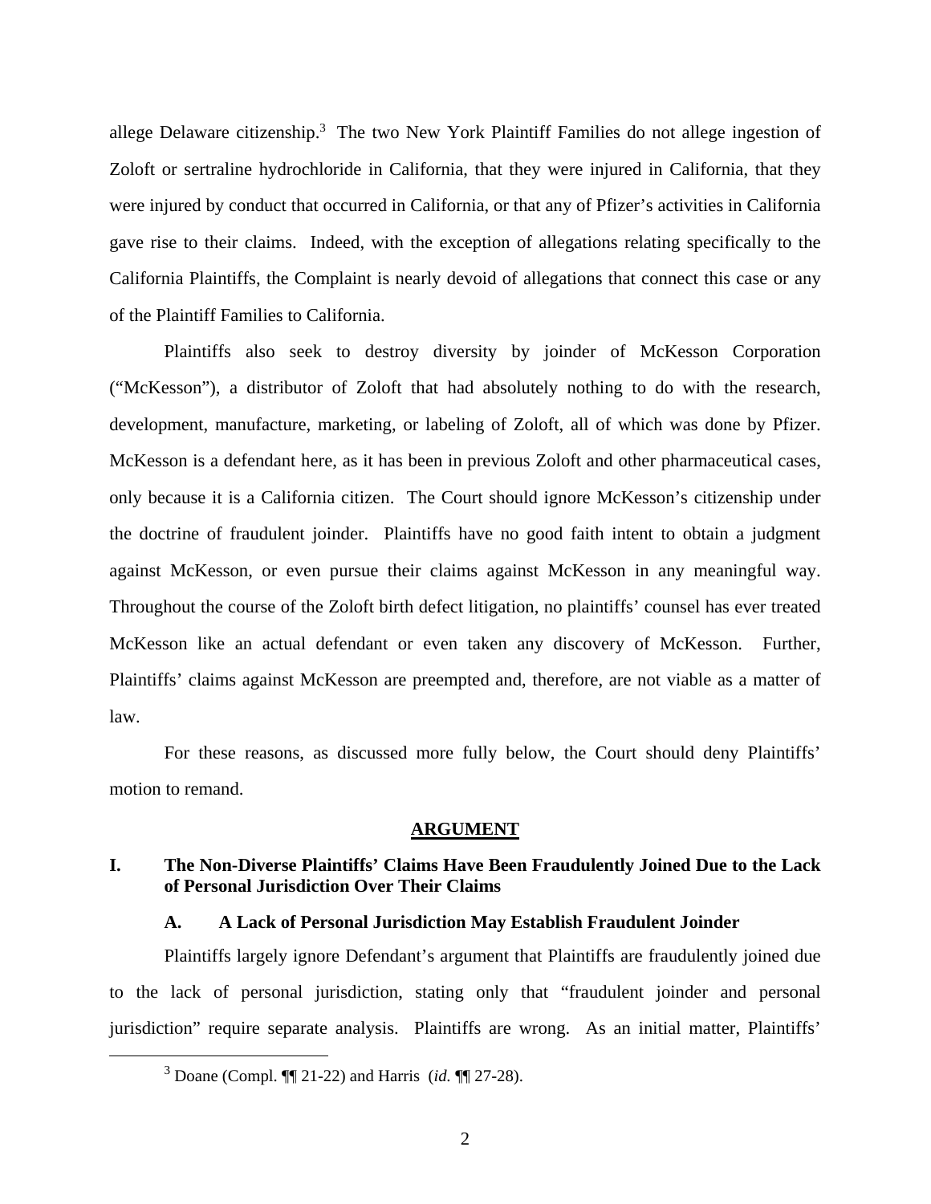allege Delaware citizenship.[3] The two New York Plaintiff Families do not allege ingestion of Zoloft or sertraline hydrochloride in California, that they were injured in California, that they were injured by conduct that occurred in California, or that any of Pfizer's activities in California gave rise to their claims. Indeed, with the exception of allegations relating specifically to the California Plaintiffs, the Complaint is nearly devoid of allegations that connect this case or any of the Plaintiff Families to California.

Plaintiffs also seek to destroy diversity by joinder of McKesson Corporation ("McKesson"), a distributor of Zoloft that had absolutely nothing to do with the research, development, manufacture, marketing, or labeling of Zoloft, all of which was done by Pfizer. McKesson is a defendant here, as it has been in previous Zoloft and other pharmaceutical cases, only because it is a California citizen. The Court should ignore McKesson's citizenship under the doctrine of fraudulent joinder. Plaintiffs have no good faith intent to obtain a judgment against McKesson, or even pursue their claims against McKesson in any meaningful way. Throughout the course of the Zoloft birth defect litigation, no plaintiffs' counsel has ever treated McKesson like an actual defendant or even taken any discovery of McKesson. Further, Plaintiffs' claims against McKesson are preempted and, therefore, are not viable as a matter of law.

For these reasons, as discussed more fully below, the Court should deny Plaintiffs' motion to remand.

## ARGUMENT

### I. The Non-Diverse Plaintiffs' Claims Have Been Fraudulently Joined Due to the Lack of Personal Jurisdiction Over Their Claims

#### A. A Lack of Personal Jurisdiction May Establish Fraudulent Joinder

Plaintiffs largely ignore Defendant's argument that Plaintiffs are fraudulently joined due to the lack of personal jurisdiction, stating only that "fraudulent joinder and personal jurisdiction" require separate analysis. Plaintiffs are wrong. As an initial matter, Plaintiffs'

---

[3] Doane (Compl. ¶¶ 21-22) and Harris (*id.* ¶¶ 27-28).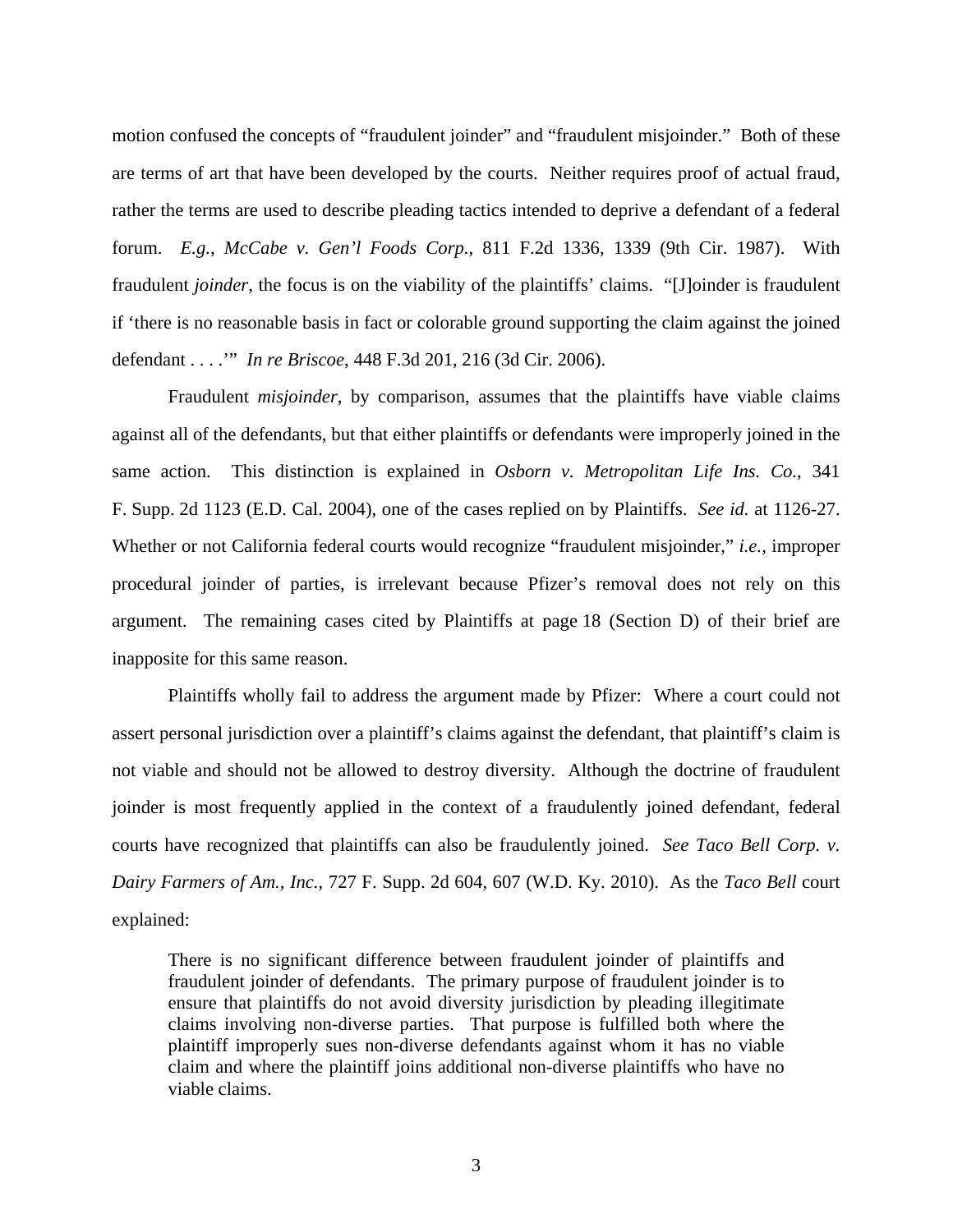motion confused the concepts of "fraudulent joinder" and "fraudulent misjoinder." Both of these are terms of art that have been developed by the courts. Neither requires proof of actual fraud, rather the terms are used to describe pleading tactics intended to deprive a defendant of a federal forum. *E.g.*, *McCabe v. Gen'l Foods Corp.*, 811 F.2d 1336, 1339 (9th Cir. 1987). With fraudulent *joinder*, the focus is on the viability of the plaintiffs' claims. "[J]oinder is fraudulent if 'there is no reasonable basis in fact or colorable ground supporting the claim against the joined defendant . . . .'" *In re Briscoe*, 448 F.3d 201, 216 (3d Cir. 2006).

Fraudulent *misjoinder*, by comparison, assumes that the plaintiffs have viable claims against all of the defendants, but that either plaintiffs or defendants were improperly joined in the same action. This distinction is explained in *Osborn v. Metropolitan Life Ins. Co.*, 341 F. Supp. 2d 1123 (E.D. Cal. 2004), one of the cases replied on by Plaintiffs. *See id.* at 1126-27. Whether or not California federal courts would recognize "fraudulent misjoinder," *i.e.*, improper procedural joinder of parties, is irrelevant because Pfizer's removal does not rely on this argument. The remaining cases cited by Plaintiffs at page 18 (Section D) of their brief are inapposite for this same reason.

Plaintiffs wholly fail to address the argument made by Pfizer: Where a court could not assert personal jurisdiction over a plaintiff's claims against the defendant, that plaintiff's claim is not viable and should not be allowed to destroy diversity. Although the doctrine of fraudulent joinder is most frequently applied in the context of a fraudulently joined defendant, federal courts have recognized that plaintiffs can also be fraudulently joined. *See Taco Bell Corp. v. Dairy Farmers of Am., Inc.*, 727 F. Supp. 2d 604, 607 (W.D. Ky. 2010). As the *Taco Bell* court explained:

> There is no significant difference between fraudulent joinder of plaintiffs and fraudulent joinder of defendants. The primary purpose of fraudulent joinder is to ensure that plaintiffs do not avoid diversity jurisdiction by pleading illegitimate claims involving non-diverse parties. That purpose is fulfilled both where the plaintiff improperly sues non-diverse defendants against whom it has no viable claim and where the plaintiff joins additional non-diverse plaintiffs who have no viable claims.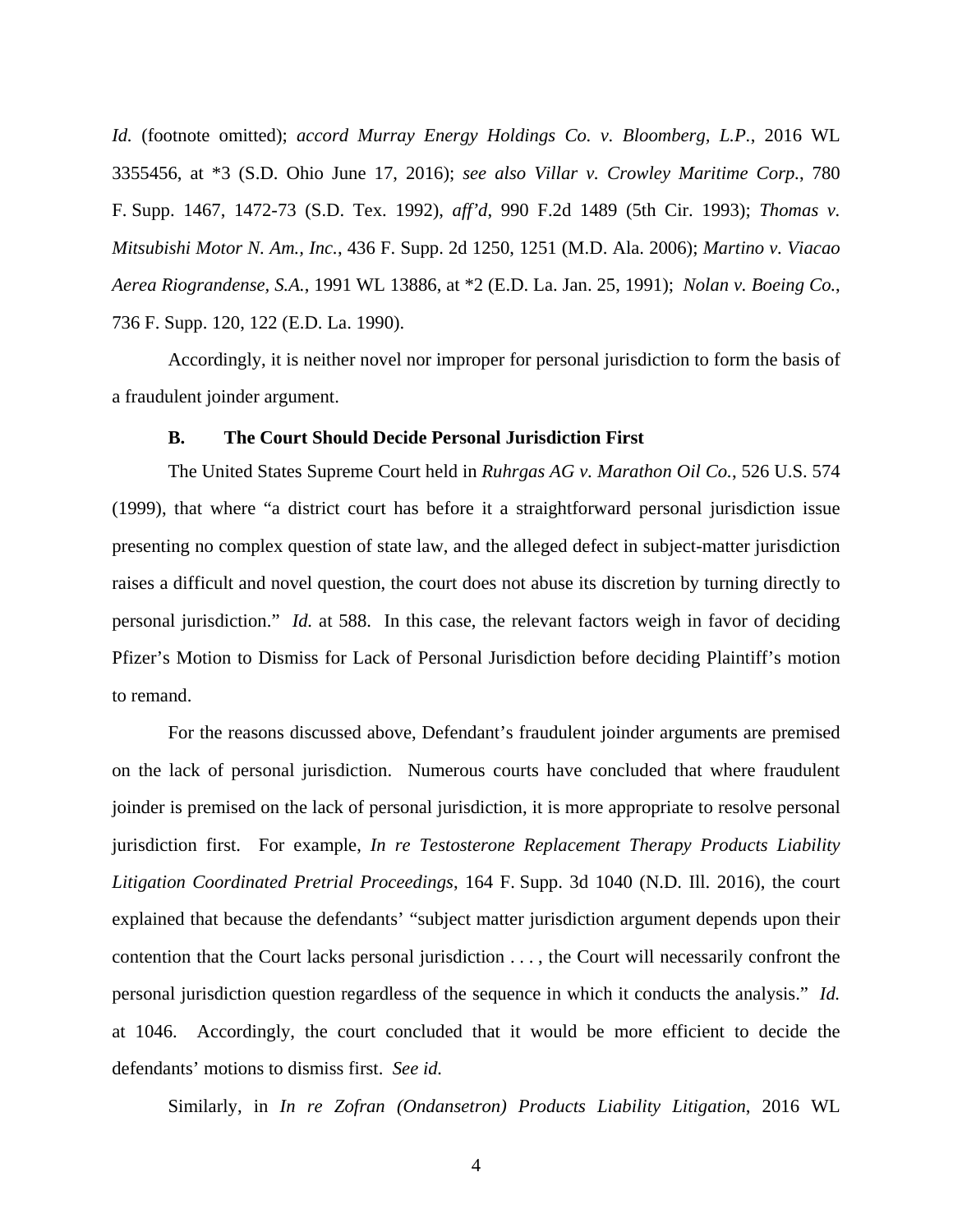*Id.* (footnote omitted); *accord Murray Energy Holdings Co. v. Bloomberg, L.P.*, 2016 WL 3355456, at *3 (S.D. Ohio June 17, 2016); *see also Villar v. Crowley Maritime Corp.*, 780 F. Supp. 1467, 1472-73 (S.D. Tex. 1992), *aff'd*, 990 F.2d 1489 (5th Cir. 1993); *Thomas v. Mitsubishi Motor N. Am., Inc.*, 436 F. Supp. 2d 1250, 1251 (M.D. Ala. 2006); *Martino v. Viacao Aerea Riograndense, S.A.*, 1991 WL 13886, at *2 (E.D. La. Jan. 25, 1991); *Nolan v. Boeing Co.*, 736 F. Supp. 120, 122 (E.D. La. 1990).

Accordingly, it is neither novel nor improper for personal jurisdiction to form the basis of a fraudulent joinder argument.

### B. The Court Should Decide Personal Jurisdiction First

The United States Supreme Court held in *Ruhrgas AG v. Marathon Oil Co.*, 526 U.S. 574 (1999), that where "a district court has before it a straightforward personal jurisdiction issue presenting no complex question of state law, and the alleged defect in subject-matter jurisdiction raises a difficult and novel question, the court does not abuse its discretion by turning directly to personal jurisdiction." *Id.* at 588. In this case, the relevant factors weigh in favor of deciding Pfizer's Motion to Dismiss for Lack of Personal Jurisdiction before deciding Plaintiff's motion to remand.

For the reasons discussed above, Defendant's fraudulent joinder arguments are premised on the lack of personal jurisdiction. Numerous courts have concluded that where fraudulent joinder is premised on the lack of personal jurisdiction, it is more appropriate to resolve personal jurisdiction first. For example, *In re Testosterone Replacement Therapy Products Liability Litigation Coordinated Pretrial Proceedings*, 164 F. Supp. 3d 1040 (N.D. Ill. 2016), the court explained that because the defendants' "subject matter jurisdiction argument depends upon their contention that the Court lacks personal jurisdiction . . . , the Court will necessarily confront the personal jurisdiction question regardless of the sequence in which it conducts the analysis." *Id.* at 1046. Accordingly, the court concluded that it would be more efficient to decide the defendants' motions to dismiss first. *See id.*

Similarly, in *In re Zofran (Ondansetron) Products Liability Litigation*, 2016 WL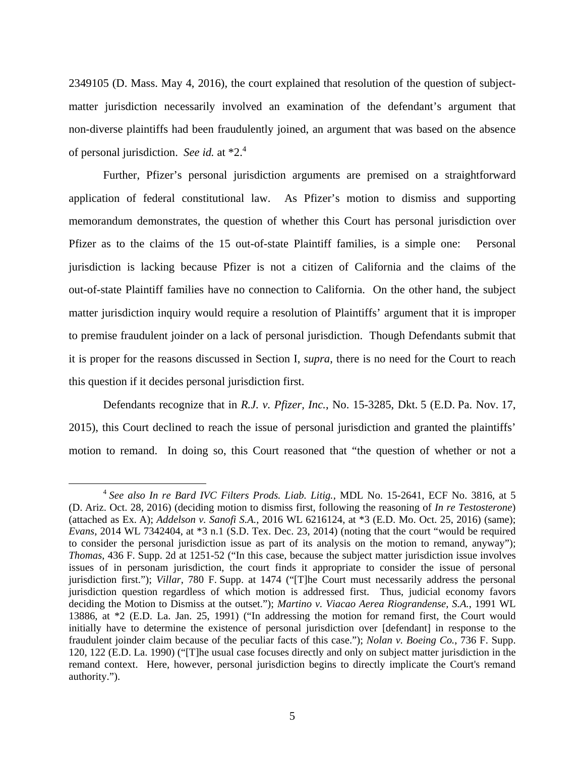2349105 (D. Mass. May 4, 2016), the court explained that resolution of the question of subject-matter jurisdiction necessarily involved an examination of the defendant's argument that non-diverse plaintiffs had been fraudulently joined, an argument that was based on the absence of personal jurisdiction. *See id.* at *2.[4]

Further, Pfizer's personal jurisdiction arguments are premised on a straightforward application of federal constitutional law. As Pfizer's motion to dismiss and supporting memorandum demonstrates, the question of whether this Court has personal jurisdiction over Pfizer as to the claims of the 15 out-of-state Plaintiff families, is a simple one: Personal jurisdiction is lacking because Pfizer is not a citizen of California and the claims of the out-of-state Plaintiff families have no connection to California. On the other hand, the subject matter jurisdiction inquiry would require a resolution of Plaintiffs' argument that it is improper to premise fraudulent joinder on a lack of personal jurisdiction. Though Defendants submit that it is proper for the reasons discussed in Section I, *supra*, there is no need for the Court to reach this question if it decides personal jurisdiction first.

Defendants recognize that in *R.J. v. Pfizer, Inc.*, No. 15-3285, Dkt. 5 (E.D. Pa. Nov. 17, 2015), this Court declined to reach the issue of personal jurisdiction and granted the plaintiffs' motion to remand. In doing so, this Court reasoned that "the question of whether or not a

---

[4] *See also In re Bard IVC Filters Prods. Liab. Litig.*, MDL No. 15-2641, ECF No. 3816, at 5 (D. Ariz. Oct. 28, 2016) (deciding motion to dismiss first, following the reasoning of *In re Testosterone*) (attached as Ex. A); *Addelson v. Sanofi S.A.*, 2016 WL 6216124, at *3 (E.D. Mo. Oct. 25, 2016) (same); *Evans*, 2014 WL 7342404, at *3 n.1 (S.D. Tex. Dec. 23, 2014) (noting that the court "would be required to consider the personal jurisdiction issue as part of its analysis on the motion to remand, anyway"); *Thomas*, 436 F. Supp. 2d at 1251-52 ("In this case, because the subject matter jurisdiction issue involves issues of in personam jurisdiction, the court finds it appropriate to consider the issue of personal jurisdiction first."); *Villar*, 780 F. Supp. at 1474 ("[T]he Court must necessarily address the personal jurisdiction question regardless of which motion is addressed first. Thus, judicial economy favors deciding the Motion to Dismiss at the outset."); *Martino v. Viacao Aerea Riograndense, S.A.*, 1991 WL 13886, at *2 (E.D. La. Jan. 25, 1991) ("In addressing the motion for remand first, the Court would initially have to determine the existence of personal jurisdiction over [defendant] in response to the fraudulent joinder claim because of the peculiar facts of this case."); *Nolan v. Boeing Co.*, 736 F. Supp. 120, 122 (E.D. La. 1990) ("[T]he usual case focuses directly and only on subject matter jurisdiction in the remand context. Here, however, personal jurisdiction begins to directly implicate the Court's remand authority.").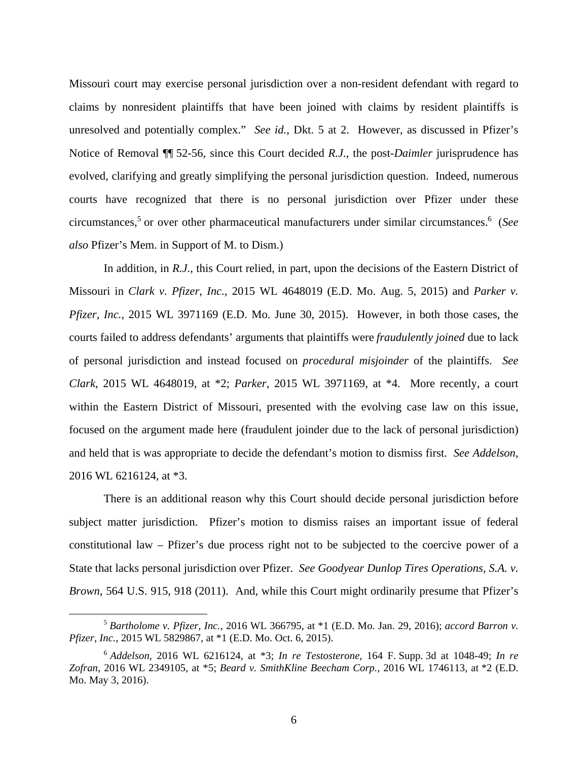Missouri court may exercise personal jurisdiction over a non-resident defendant with regard to claims by nonresident plaintiffs that have been joined with claims by resident plaintiffs is unresolved and potentially complex." *See id.*, Dkt. 5 at 2. However, as discussed in Pfizer's Notice of Removal ¶¶ 52-56, since this Court decided *R.J.*, the post-*Daimler* jurisprudence has evolved, clarifying and greatly simplifying the personal jurisdiction question. Indeed, numerous courts have recognized that there is no personal jurisdiction over Pfizer under these circumstances,[5] or over other pharmaceutical manufacturers under similar circumstances.[6] (*See also* Pfizer's Mem. in Support of M. to Dism.)

In addition, in *R.J.*, this Court relied, in part, upon the decisions of the Eastern District of Missouri in *Clark v. Pfizer, Inc.*, 2015 WL 4648019 (E.D. Mo. Aug. 5, 2015) and *Parker v. Pfizer, Inc.*, 2015 WL 3971169 (E.D. Mo. June 30, 2015). However, in both those cases, the courts failed to address defendants' arguments that plaintiffs were *fraudulently joined* due to lack of personal jurisdiction and instead focused on *procedural misjoinder* of the plaintiffs. *See Clark*, 2015 WL 4648019, at *2; *Parker*, 2015 WL 3971169, at *4. More recently, a court within the Eastern District of Missouri, presented with the evolving case law on this issue, focused on the argument made here (fraudulent joinder due to the lack of personal jurisdiction) and held that is was appropriate to decide the defendant's motion to dismiss first. *See Addelson*, 2016 WL 6216124, at *3.

There is an additional reason why this Court should decide personal jurisdiction before subject matter jurisdiction. Pfizer's motion to dismiss raises an important issue of federal constitutional law – Pfizer's due process right not to be subjected to the coercive power of a State that lacks personal jurisdiction over Pfizer. *See Goodyear Dunlop Tires Operations, S.A. v. Brown*, 564 U.S. 915, 918 (2011). And, while this Court might ordinarily presume that Pfizer's

---

[5] *Bartholome v. Pfizer, Inc.*, 2016 WL 366795, at *1 (E.D. Mo. Jan. 29, 2016); *accord Barron v. Pfizer, Inc.*, 2015 WL 5829867, at *1 (E.D. Mo. Oct. 6, 2015).

[6] *Addelson*, 2016 WL 6216124, at *3; *In re Testosterone*, 164 F. Supp. 3d at 1048-49; *In re Zofran*, 2016 WL 2349105, at *5; *Beard v. SmithKline Beecham Corp.*, 2016 WL 1746113, at *2 (E.D. Mo. May 3, 2016).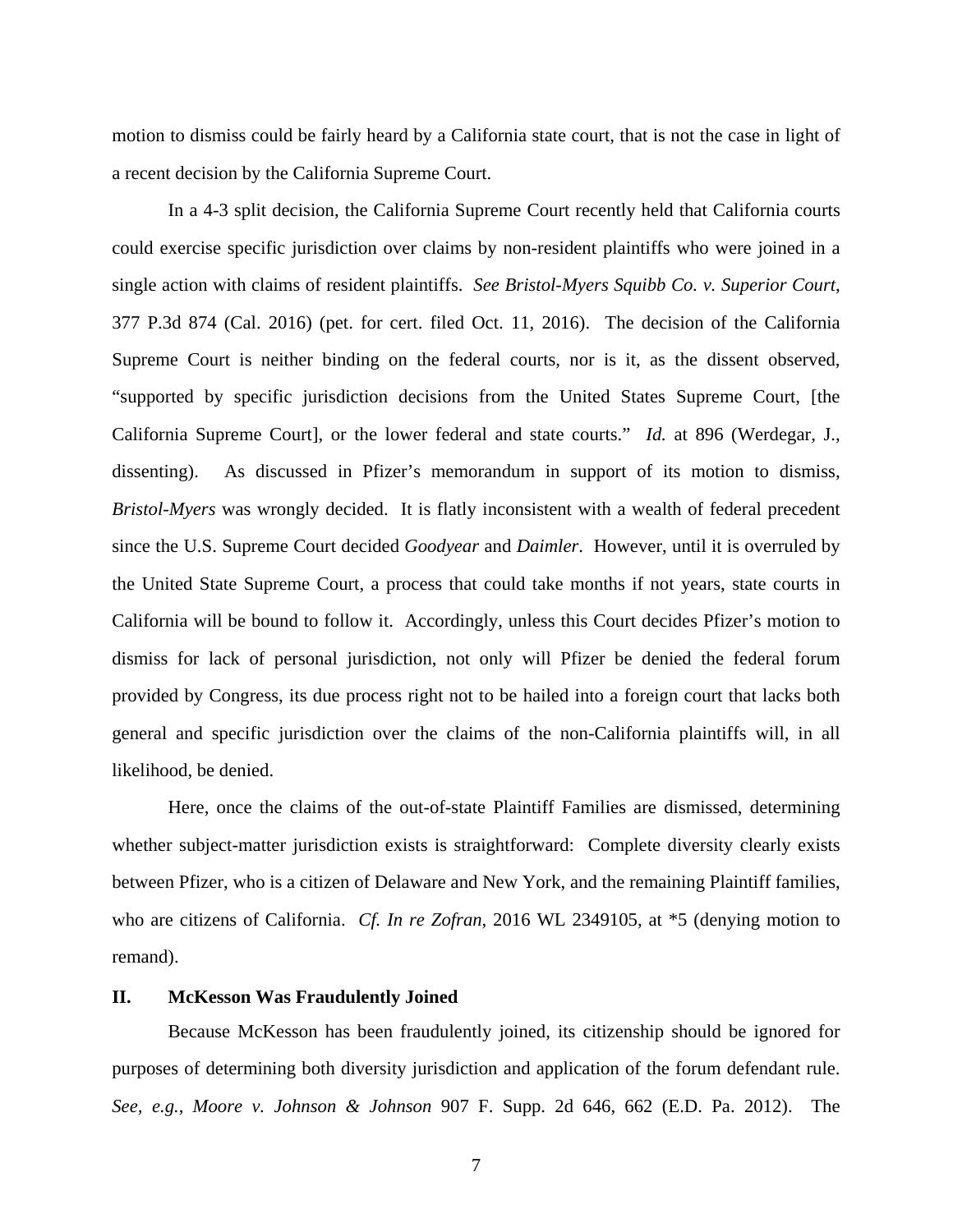motion to dismiss could be fairly heard by a California state court, that is not the case in light of a recent decision by the California Supreme Court.

In a 4-3 split decision, the California Supreme Court recently held that California courts could exercise specific jurisdiction over claims by non-resident plaintiffs who were joined in a single action with claims of resident plaintiffs. *See Bristol-Myers Squibb Co. v. Superior Court*, 377 P.3d 874 (Cal. 2016) (pet. for cert. filed Oct. 11, 2016). The decision of the California Supreme Court is neither binding on the federal courts, nor is it, as the dissent observed, "supported by specific jurisdiction decisions from the United States Supreme Court, [the California Supreme Court], or the lower federal and state courts." *Id.* at 896 (Werdegar, J., dissenting). As discussed in Pfizer's memorandum in support of its motion to dismiss, *Bristol-Myers* was wrongly decided. It is flatly inconsistent with a wealth of federal precedent since the U.S. Supreme Court decided *Goodyear* and *Daimler*. However, until it is overruled by the United State Supreme Court, a process that could take months if not years, state courts in California will be bound to follow it. Accordingly, unless this Court decides Pfizer's motion to dismiss for lack of personal jurisdiction, not only will Pfizer be denied the federal forum provided by Congress, its due process right not to be hailed into a foreign court that lacks both general and specific jurisdiction over the claims of the non-California plaintiffs will, in all likelihood, be denied.

Here, once the claims of the out-of-state Plaintiff Families are dismissed, determining whether subject-matter jurisdiction exists is straightforward: Complete diversity clearly exists between Pfizer, who is a citizen of Delaware and New York, and the remaining Plaintiff families, who are citizens of California. *Cf. In re Zofran*, 2016 WL 2349105, at *5 (denying motion to remand).

## II. McKesson Was Fraudulently Joined

Because McKesson has been fraudulently joined, its citizenship should be ignored for purposes of determining both diversity jurisdiction and application of the forum defendant rule. *See, e.g.*, *Moore v. Johnson & Johnson* 907 F. Supp. 2d 646, 662 (E.D. Pa. 2012). The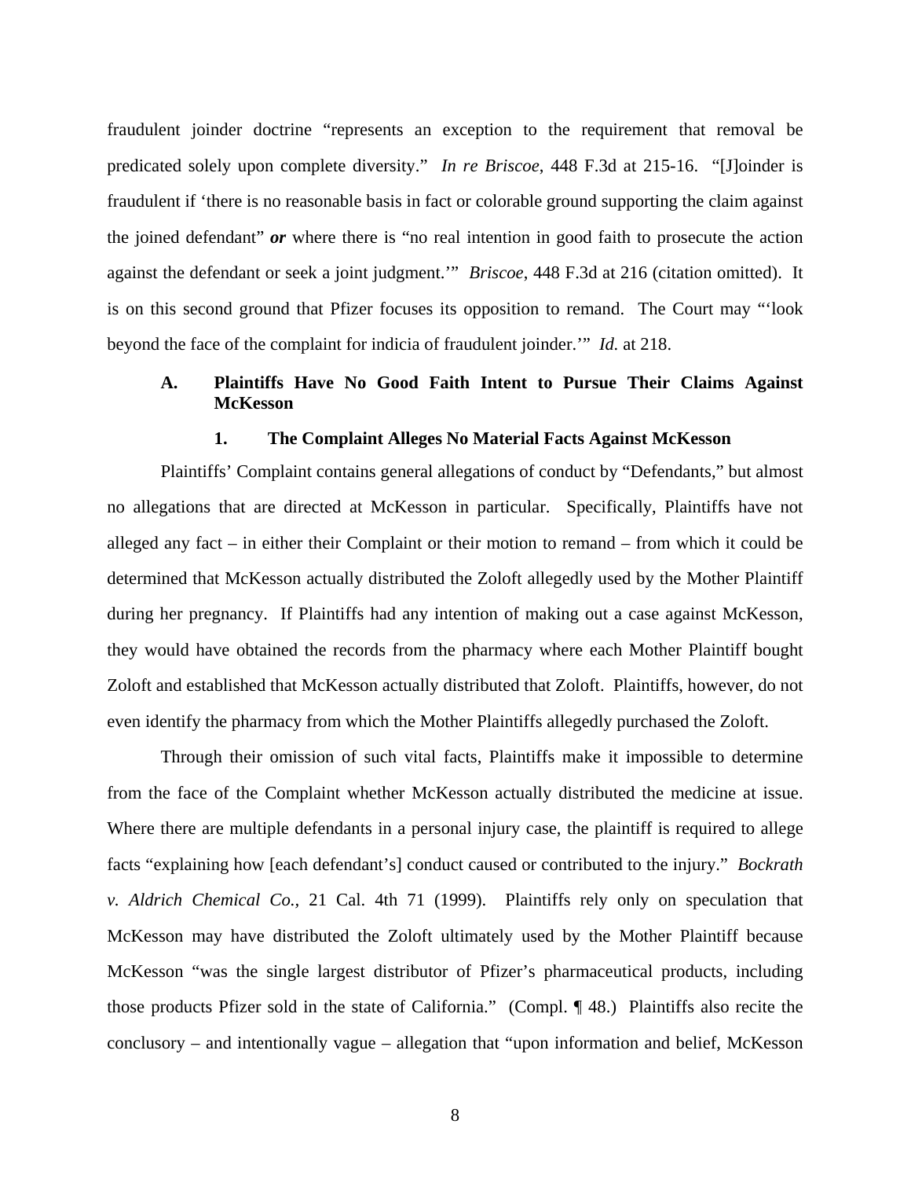fraudulent joinder doctrine "represents an exception to the requirement that removal be predicated solely upon complete diversity." *In re Briscoe*, 448 F.3d at 215-16. "[J]oinder is fraudulent if 'there is no reasonable basis in fact or colorable ground supporting the claim against the joined defendant" ***or*** where there is "no real intention in good faith to prosecute the action against the defendant or seek a joint judgment.'" *Briscoe*, 448 F.3d at 216 (citation omitted). It is on this second ground that Pfizer focuses its opposition to remand. The Court may "'look beyond the face of the complaint for indicia of fraudulent joinder.'" *Id.* at 218.

### A. Plaintiffs Have No Good Faith Intent to Pursue Their Claims Against McKesson

#### 1. The Complaint Alleges No Material Facts Against McKesson

Plaintiffs' Complaint contains general allegations of conduct by "Defendants," but almost no allegations that are directed at McKesson in particular. Specifically, Plaintiffs have not alleged any fact – in either their Complaint or their motion to remand – from which it could be determined that McKesson actually distributed the Zoloft allegedly used by the Mother Plaintiff during her pregnancy. If Plaintiffs had any intention of making out a case against McKesson, they would have obtained the records from the pharmacy where each Mother Plaintiff bought Zoloft and established that McKesson actually distributed that Zoloft. Plaintiffs, however, do not even identify the pharmacy from which the Mother Plaintiffs allegedly purchased the Zoloft.

Through their omission of such vital facts, Plaintiffs make it impossible to determine from the face of the Complaint whether McKesson actually distributed the medicine at issue. Where there are multiple defendants in a personal injury case, the plaintiff is required to allege facts "explaining how [each defendant's] conduct caused or contributed to the injury." *Bockrath v. Aldrich Chemical Co.*, 21 Cal. 4th 71 (1999). Plaintiffs rely only on speculation that McKesson may have distributed the Zoloft ultimately used by the Mother Plaintiff because McKesson "was the single largest distributor of Pfizer's pharmaceutical products, including those products Pfizer sold in the state of California." (Compl. ¶ 48.) Plaintiffs also recite the conclusory – and intentionally vague – allegation that "upon information and belief, McKesson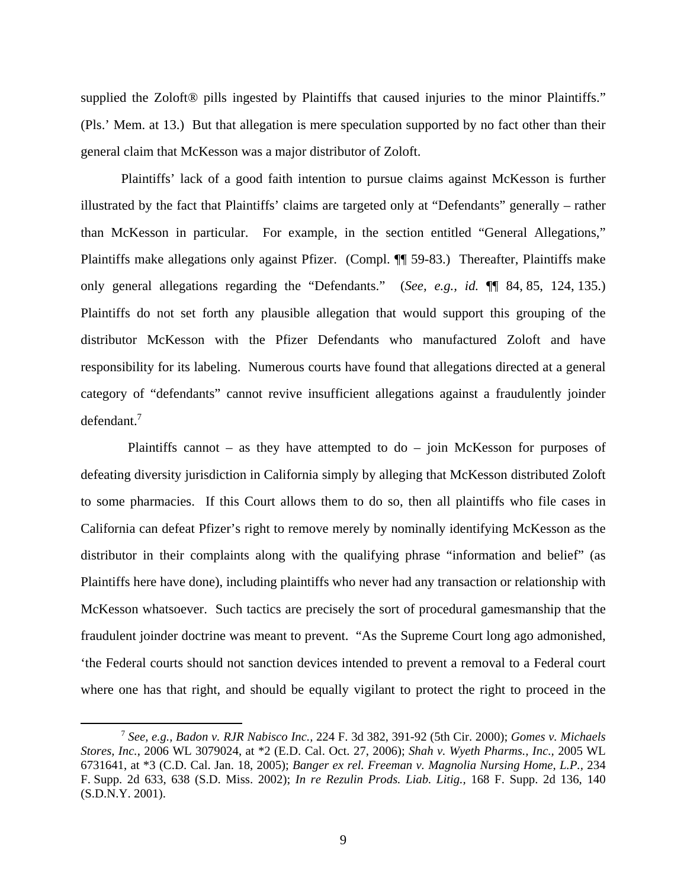supplied the Zoloft® pills ingested by Plaintiffs that caused injuries to the minor Plaintiffs." (Pls.' Mem. at 13.) But that allegation is mere speculation supported by no fact other than their general claim that McKesson was a major distributor of Zoloft.

Plaintiffs' lack of a good faith intention to pursue claims against McKesson is further illustrated by the fact that Plaintiffs' claims are targeted only at "Defendants" generally – rather than McKesson in particular. For example, in the section entitled "General Allegations," Plaintiffs make allegations only against Pfizer. (Compl. ¶¶ 59-83.) Thereafter, Plaintiffs make only general allegations regarding the "Defendants." (*See, e.g., id.* ¶¶ 84, 85, 124, 135.) Plaintiffs do not set forth any plausible allegation that would support this grouping of the distributor McKesson with the Pfizer Defendants who manufactured Zoloft and have responsibility for its labeling. Numerous courts have found that allegations directed at a general category of "defendants" cannot revive insufficient allegations against a fraudulently joinder defendant.[7]

Plaintiffs cannot – as they have attempted to do – join McKesson for purposes of defeating diversity jurisdiction in California simply by alleging that McKesson distributed Zoloft to some pharmacies. If this Court allows them to do so, then all plaintiffs who file cases in California can defeat Pfizer's right to remove merely by nominally identifying McKesson as the distributor in their complaints along with the qualifying phrase "information and belief" (as Plaintiffs here have done), including plaintiffs who never had any transaction or relationship with McKesson whatsoever. Such tactics are precisely the sort of procedural gamesmanship that the fraudulent joinder doctrine was meant to prevent. "As the Supreme Court long ago admonished, 'the Federal courts should not sanction devices intended to prevent a removal to a Federal court where one has that right, and should be equally vigilant to protect the right to proceed in the

---

[7] *See, e.g., Badon v. RJR Nabisco Inc.*, 224 F. 3d 382, 391-92 (5th Cir. 2000); *Gomes v. Michaels Stores, Inc.*, 2006 WL 3079024, at *2 (E.D. Cal. Oct. 27, 2006); *Shah v. Wyeth Pharms., Inc.*, 2005 WL 6731641, at *3 (C.D. Cal. Jan. 18, 2005); *Banger ex rel. Freeman v. Magnolia Nursing Home, L.P.*, 234 F. Supp. 2d 633, 638 (S.D. Miss. 2002); *In re Rezulin Prods. Liab. Litig.*, 168 F. Supp. 2d 136, 140 (S.D.N.Y. 2001).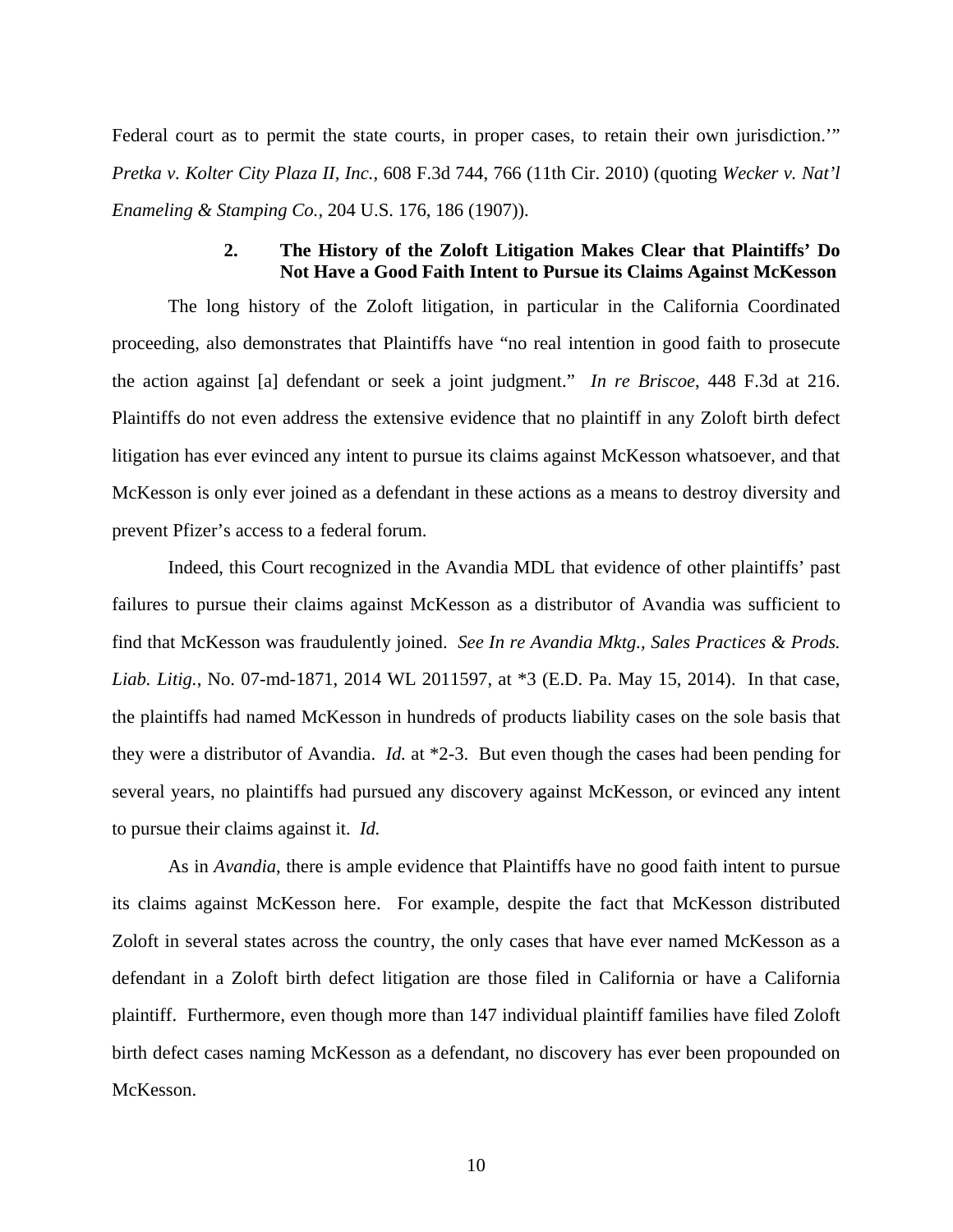Federal court as to permit the state courts, in proper cases, to retain their own jurisdiction.'" *Pretka v. Kolter City Plaza II, Inc.*, 608 F.3d 744, 766 (11th Cir. 2010) (quoting *Wecker v. Nat'l Enameling & Stamping Co.*, 204 U.S. 176, 186 (1907)).

### 2. The History of the Zoloft Litigation Makes Clear that Plaintiffs' Do Not Have a Good Faith Intent to Pursue its Claims Against McKesson

The long history of the Zoloft litigation, in particular in the California Coordinated proceeding, also demonstrates that Plaintiffs have "no real intention in good faith to prosecute the action against [a] defendant or seek a joint judgment." *In re Briscoe*, 448 F.3d at 216. Plaintiffs do not even address the extensive evidence that no plaintiff in any Zoloft birth defect litigation has ever evinced any intent to pursue its claims against McKesson whatsoever, and that McKesson is only ever joined as a defendant in these actions as a means to destroy diversity and prevent Pfizer's access to a federal forum.

Indeed, this Court recognized in the Avandia MDL that evidence of other plaintiffs' past failures to pursue their claims against McKesson as a distributor of Avandia was sufficient to find that McKesson was fraudulently joined. *See In re Avandia Mktg., Sales Practices & Prods. Liab. Litig.*, No. 07-md-1871, 2014 WL 2011597, at *3 (E.D. Pa. May 15, 2014). In that case, the plaintiffs had named McKesson in hundreds of products liability cases on the sole basis that they were a distributor of Avandia. *Id.* at *2-3. But even though the cases had been pending for several years, no plaintiffs had pursued any discovery against McKesson, or evinced any intent to pursue their claims against it. *Id.*

As in *Avandia*, there is ample evidence that Plaintiffs have no good faith intent to pursue its claims against McKesson here. For example, despite the fact that McKesson distributed Zoloft in several states across the country, the only cases that have ever named McKesson as a defendant in a Zoloft birth defect litigation are those filed in California or have a California plaintiff. Furthermore, even though more than 147 individual plaintiff families have filed Zoloft birth defect cases naming McKesson as a defendant, no discovery has ever been propounded on McKesson.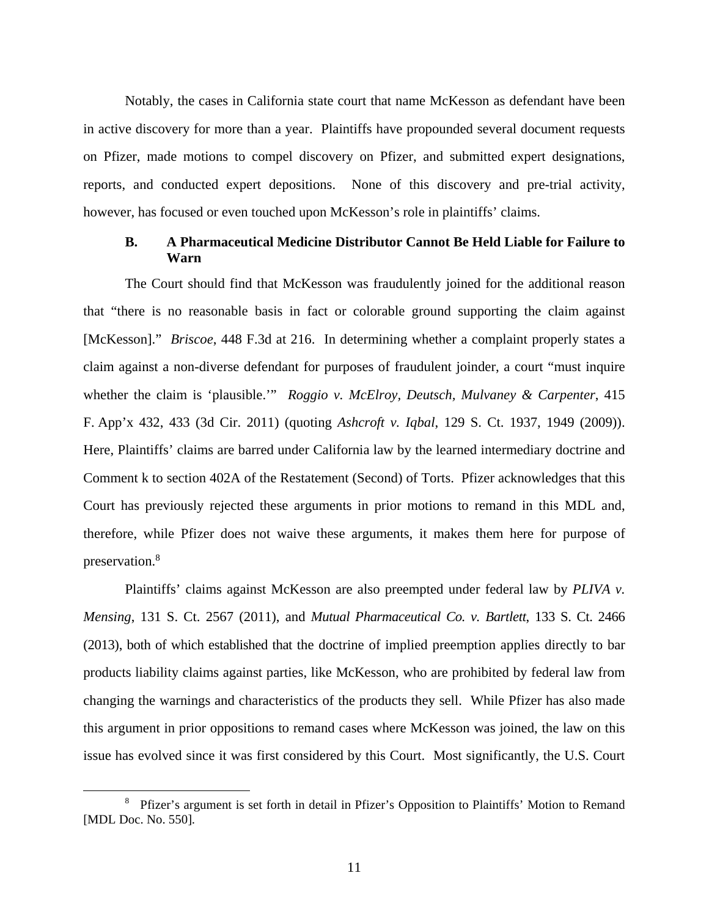Notably, the cases in California state court that name McKesson as defendant have been in active discovery for more than a year. Plaintiffs have propounded several document requests on Pfizer, made motions to compel discovery on Pfizer, and submitted expert designations, reports, and conducted expert depositions. None of this discovery and pre-trial activity, however, has focused or even touched upon McKesson's role in plaintiffs' claims.

### B. A Pharmaceutical Medicine Distributor Cannot Be Held Liable for Failure to Warn

The Court should find that McKesson was fraudulently joined for the additional reason that "there is no reasonable basis in fact or colorable ground supporting the claim against [McKesson]." *Briscoe*, 448 F.3d at 216. In determining whether a complaint properly states a claim against a non-diverse defendant for purposes of fraudulent joinder, a court "must inquire whether the claim is 'plausible.'" *Roggio v. McElroy, Deutsch, Mulvaney & Carpenter*, 415 F. App'x 432, 433 (3d Cir. 2011) (quoting *Ashcroft v. Iqbal*, 129 S. Ct. 1937, 1949 (2009)). Here, Plaintiffs' claims are barred under California law by the learned intermediary doctrine and Comment k to section 402A of the Restatement (Second) of Torts. Pfizer acknowledges that this Court has previously rejected these arguments in prior motions to remand in this MDL and, therefore, while Pfizer does not waive these arguments, it makes them here for purpose of preservation.[8]

Plaintiffs' claims against McKesson are also preempted under federal law by *PLIVA v. Mensing*, 131 S. Ct. 2567 (2011), and *Mutual Pharmaceutical Co. v. Bartlett*, 133 S. Ct. 2466 (2013), both of which established that the doctrine of implied preemption applies directly to bar products liability claims against parties, like McKesson, who are prohibited by federal law from changing the warnings and characteristics of the products they sell. While Pfizer has also made this argument in prior oppositions to remand cases where McKesson was joined, the law on this issue has evolved since it was first considered by this Court. Most significantly, the U.S. Court

[8] Pfizer's argument is set forth in detail in Pfizer's Opposition to Plaintiffs' Motion to Remand [MDL Doc. No. 550].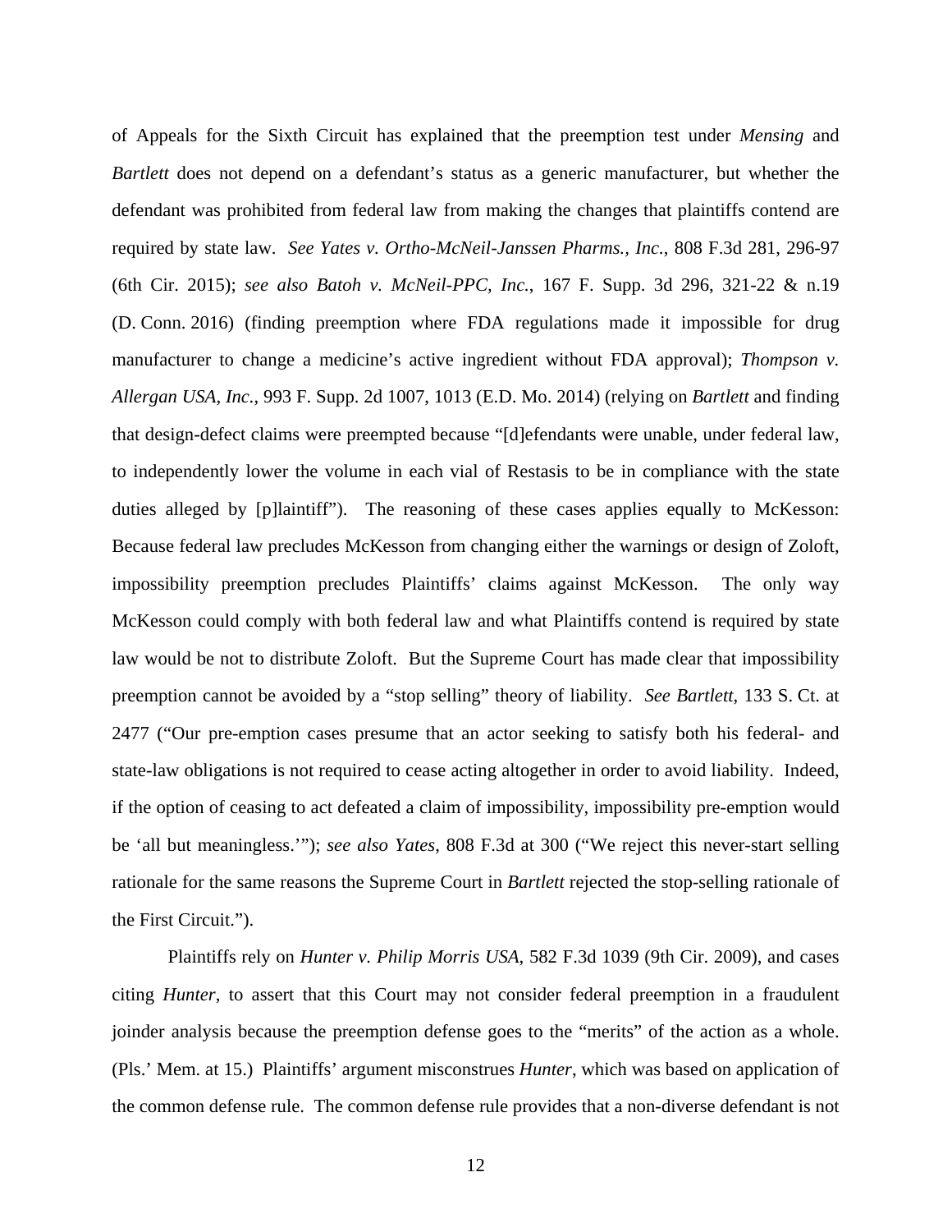of Appeals for the Sixth Circuit has explained that the preemption test under *Mensing* and *Bartlett* does not depend on a defendant's status as a generic manufacturer, but whether the defendant was prohibited from federal law from making the changes that plaintiffs contend are required by state law. *See Yates v. Ortho-McNeil-Janssen Pharms., Inc.*, 808 F.3d 281, 296-97 (6th Cir. 2015); *see also Batoh v. McNeil-PPC, Inc.*, 167 F. Supp. 3d 296, 321-22 & n.19 (D. Conn. 2016) (finding preemption where FDA regulations made it impossible for drug manufacturer to change a medicine's active ingredient without FDA approval); *Thompson v. Allergan USA, Inc.*, 993 F. Supp. 2d 1007, 1013 (E.D. Mo. 2014) (relying on *Bartlett* and finding that design-defect claims were preempted because "[d]efendants were unable, under federal law, to independently lower the volume in each vial of Restasis to be in compliance with the state duties alleged by [p]laintiff"). The reasoning of these cases applies equally to McKesson: Because federal law precludes McKesson from changing either the warnings or design of Zoloft, impossibility preemption precludes Plaintiffs' claims against McKesson. The only way McKesson could comply with both federal law and what Plaintiffs contend is required by state law would be not to distribute Zoloft. But the Supreme Court has made clear that impossibility preemption cannot be avoided by a "stop selling" theory of liability. *See Bartlett*, 133 S. Ct. at 2477 ("Our pre-emption cases presume that an actor seeking to satisfy both his federal- and state-law obligations is not required to cease acting altogether in order to avoid liability. Indeed, if the option of ceasing to act defeated a claim of impossibility, impossibility pre-emption would be 'all but meaningless.'"); *see also Yates*, 808 F.3d at 300 ("We reject this never-start selling rationale for the same reasons the Supreme Court in *Bartlett* rejected the stop-selling rationale of the First Circuit.").

Plaintiffs rely on *Hunter v. Philip Morris USA*, 582 F.3d 1039 (9th Cir. 2009), and cases citing *Hunter*, to assert that this Court may not consider federal preemption in a fraudulent joinder analysis because the preemption defense goes to the "merits" of the action as a whole. (Pls.' Mem. at 15.) Plaintiffs' argument misconstrues *Hunter*, which was based on application of the common defense rule. The common defense rule provides that a non-diverse defendant is not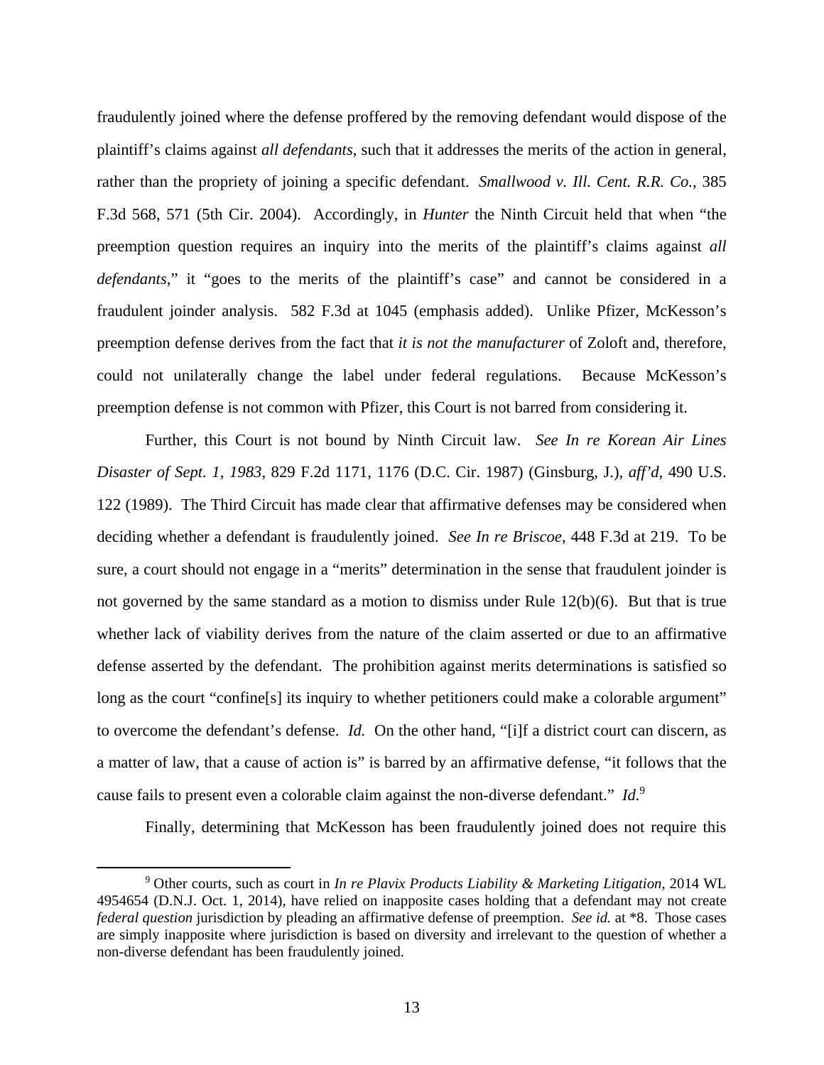fraudulently joined where the defense proffered by the removing defendant would dispose of the plaintiff's claims against *all defendants*, such that it addresses the merits of the action in general, rather than the propriety of joining a specific defendant. *Smallwood v. Ill. Cent. R.R. Co.*, 385 F.3d 568, 571 (5th Cir. 2004). Accordingly, in *Hunter* the Ninth Circuit held that when "the preemption question requires an inquiry into the merits of the plaintiff's claims against *all defendants*," it "goes to the merits of the plaintiff's case" and cannot be considered in a fraudulent joinder analysis. 582 F.3d at 1045 (emphasis added). Unlike Pfizer, McKesson's preemption defense derives from the fact that *it is not the manufacturer* of Zoloft and, therefore, could not unilaterally change the label under federal regulations. Because McKesson's preemption defense is not common with Pfizer, this Court is not barred from considering it.

Further, this Court is not bound by Ninth Circuit law. *See In re Korean Air Lines Disaster of Sept. 1, 1983*, 829 F.2d 1171, 1176 (D.C. Cir. 1987) (Ginsburg, J.), *aff'd*, 490 U.S. 122 (1989). The Third Circuit has made clear that affirmative defenses may be considered when deciding whether a defendant is fraudulently joined. *See In re Briscoe*, 448 F.3d at 219. To be sure, a court should not engage in a "merits" determination in the sense that fraudulent joinder is not governed by the same standard as a motion to dismiss under Rule 12(b)(6). But that is true whether lack of viability derives from the nature of the claim asserted or due to an affirmative defense asserted by the defendant. The prohibition against merits determinations is satisfied so long as the court "confine[s] its inquiry to whether petitioners could make a colorable argument" to overcome the defendant's defense. *Id.* On the other hand, "[i]f a district court can discern, as a matter of law, that a cause of action is" is barred by an affirmative defense, "it follows that the cause fails to present even a colorable claim against the non-diverse defendant." *Id.*[9]

Finally, determining that McKesson has been fraudulently joined does not require this

[9] Other courts, such as court in *In re Plavix Products Liability & Marketing Litigation*, 2014 WL 4954654 (D.N.J. Oct. 1, 2014), have relied on inapposite cases holding that a defendant may not create *federal question* jurisdiction by pleading an affirmative defense of preemption. *See id.* at \*8. Those cases are simply inapposite where jurisdiction is based on diversity and irrelevant to the question of whether a non-diverse defendant has been fraudulently joined.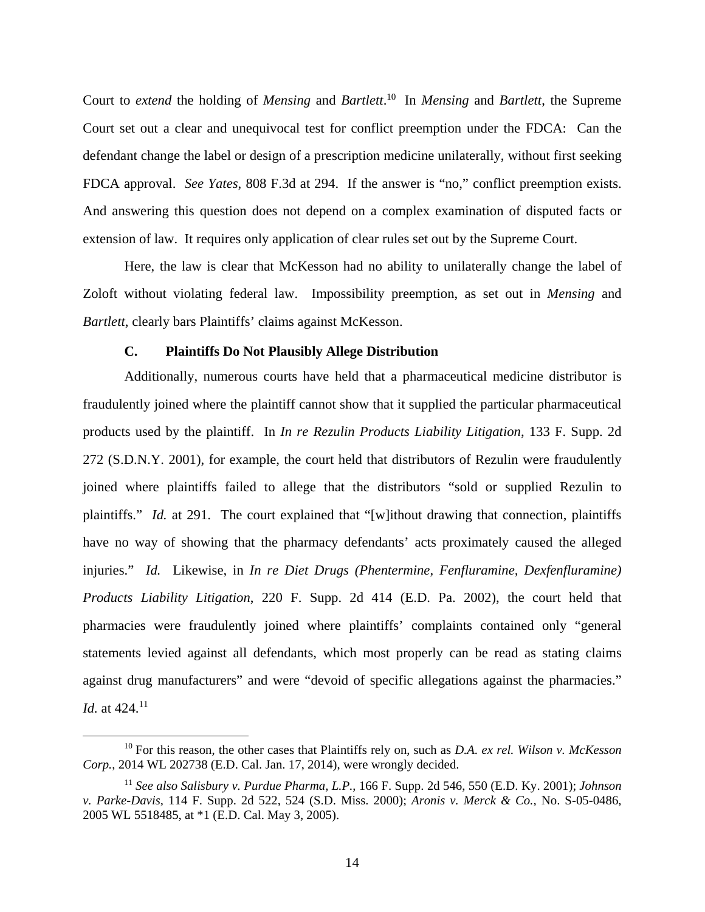Court to *extend* the holding of *Mensing* and *Bartlett*.[10] In *Mensing* and *Bartlett*, the Supreme Court set out a clear and unequivocal test for conflict preemption under the FDCA: Can the defendant change the label or design of a prescription medicine unilaterally, without first seeking FDCA approval. *See Yates*, 808 F.3d at 294. If the answer is "no," conflict preemption exists. And answering this question does not depend on a complex examination of disputed facts or extension of law. It requires only application of clear rules set out by the Supreme Court.

Here, the law is clear that McKesson had no ability to unilaterally change the label of Zoloft without violating federal law. Impossibility preemption, as set out in *Mensing* and *Bartlett*, clearly bars Plaintiffs' claims against McKesson.

### C. Plaintiffs Do Not Plausibly Allege Distribution

Additionally, numerous courts have held that a pharmaceutical medicine distributor is fraudulently joined where the plaintiff cannot show that it supplied the particular pharmaceutical products used by the plaintiff. In *In re Rezulin Products Liability Litigation*, 133 F. Supp. 2d 272 (S.D.N.Y. 2001), for example, the court held that distributors of Rezulin were fraudulently joined where plaintiffs failed to allege that the distributors "sold or supplied Rezulin to plaintiffs." *Id.* at 291. The court explained that "[w]ithout drawing that connection, plaintiffs have no way of showing that the pharmacy defendants' acts proximately caused the alleged injuries." *Id.* Likewise, in *In re Diet Drugs (Phentermine, Fenfluramine, Dexfenfluramine) Products Liability Litigation*, 220 F. Supp. 2d 414 (E.D. Pa. 2002), the court held that pharmacies were fraudulently joined where plaintiffs' complaints contained only "general statements levied against all defendants, which most properly can be read as stating claims against drug manufacturers" and were "devoid of specific allegations against the pharmacies." *Id.* at 424.[11]

---

[10] For this reason, the other cases that Plaintiffs rely on, such as *D.A. ex rel. Wilson v. McKesson Corp.*, 2014 WL 202738 (E.D. Cal. Jan. 17, 2014), were wrongly decided.

[11] *See also Salisbury v. Purdue Pharma, L.P.*, 166 F. Supp. 2d 546, 550 (E.D. Ky. 2001); *Johnson v. Parke-Davis*, 114 F. Supp. 2d 522, 524 (S.D. Miss. 2000); *Aronis v. Merck & Co.*, No. S-05-0486, 2005 WL 5518485, at *1 (E.D. Cal. May 3, 2005).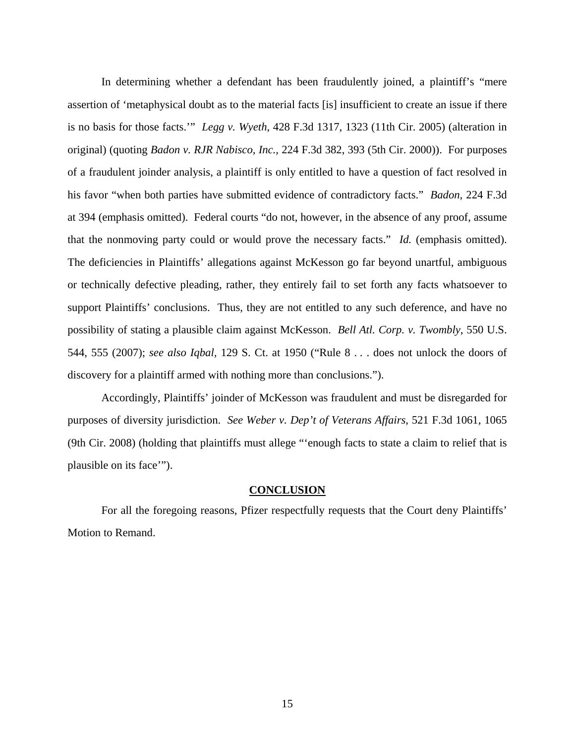In determining whether a defendant has been fraudulently joined, a plaintiff's "mere assertion of 'metaphysical doubt as to the material facts [is] insufficient to create an issue if there is no basis for those facts.'" *Legg v. Wyeth*, 428 F.3d 1317, 1323 (11th Cir. 2005) (alteration in original) (quoting *Badon v. RJR Nabisco, Inc.*, 224 F.3d 382, 393 (5th Cir. 2000)). For purposes of a fraudulent joinder analysis, a plaintiff is only entitled to have a question of fact resolved in his favor "when both parties have submitted evidence of contradictory facts." *Badon*, 224 F.3d at 394 (emphasis omitted). Federal courts "do not, however, in the absence of any proof, assume that the nonmoving party could or would prove the necessary facts." *Id.* (emphasis omitted). The deficiencies in Plaintiffs' allegations against McKesson go far beyond unartful, ambiguous or technically defective pleading, rather, they entirely fail to set forth any facts whatsoever to support Plaintiffs' conclusions. Thus, they are not entitled to any such deference, and have no possibility of stating a plausible claim against McKesson. *Bell Atl. Corp. v. Twombly*, 550 U.S. 544, 555 (2007); *see also Iqbal*, 129 S. Ct. at 1950 ("Rule 8 . . . does not unlock the doors of discovery for a plaintiff armed with nothing more than conclusions.").

Accordingly, Plaintiffs' joinder of McKesson was fraudulent and must be disregarded for purposes of diversity jurisdiction. *See Weber v. Dep't of Veterans Affairs*, 521 F.3d 1061, 1065 (9th Cir. 2008) (holding that plaintiffs must allege "'enough facts to state a claim to relief that is plausible on its face'").

## CONCLUSION

For all the foregoing reasons, Pfizer respectfully requests that the Court deny Plaintiffs' Motion to Remand.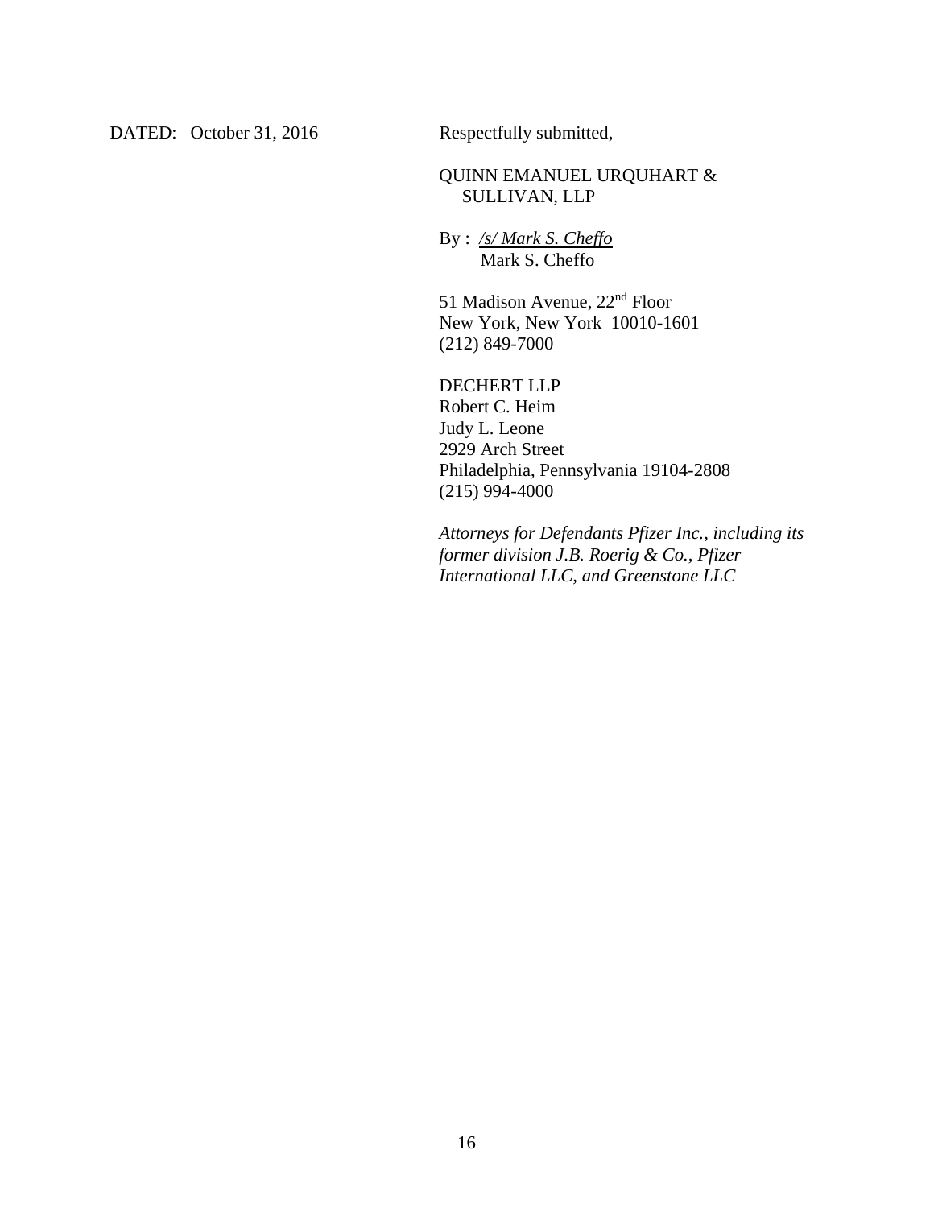DATED: October 31, 2016

Respectfully submitted,

QUINN EMANUEL URQUHART &
SULLIVAN, LLP

By : */s/ Mark S. Cheffo*
Mark S. Cheffo

51 Madison Avenue, 22nd Floor
New York, New York 10010-1601
(212) 849-7000

DECHERT LLP
Robert C. Heim
Judy L. Leone
2929 Arch Street
Philadelphia, Pennsylvania 19104-2808
(215) 994-4000

*Attorneys for Defendants Pfizer Inc., including its former division J.B. Roerig & Co., Pfizer International LLC, and Greenstone LLC*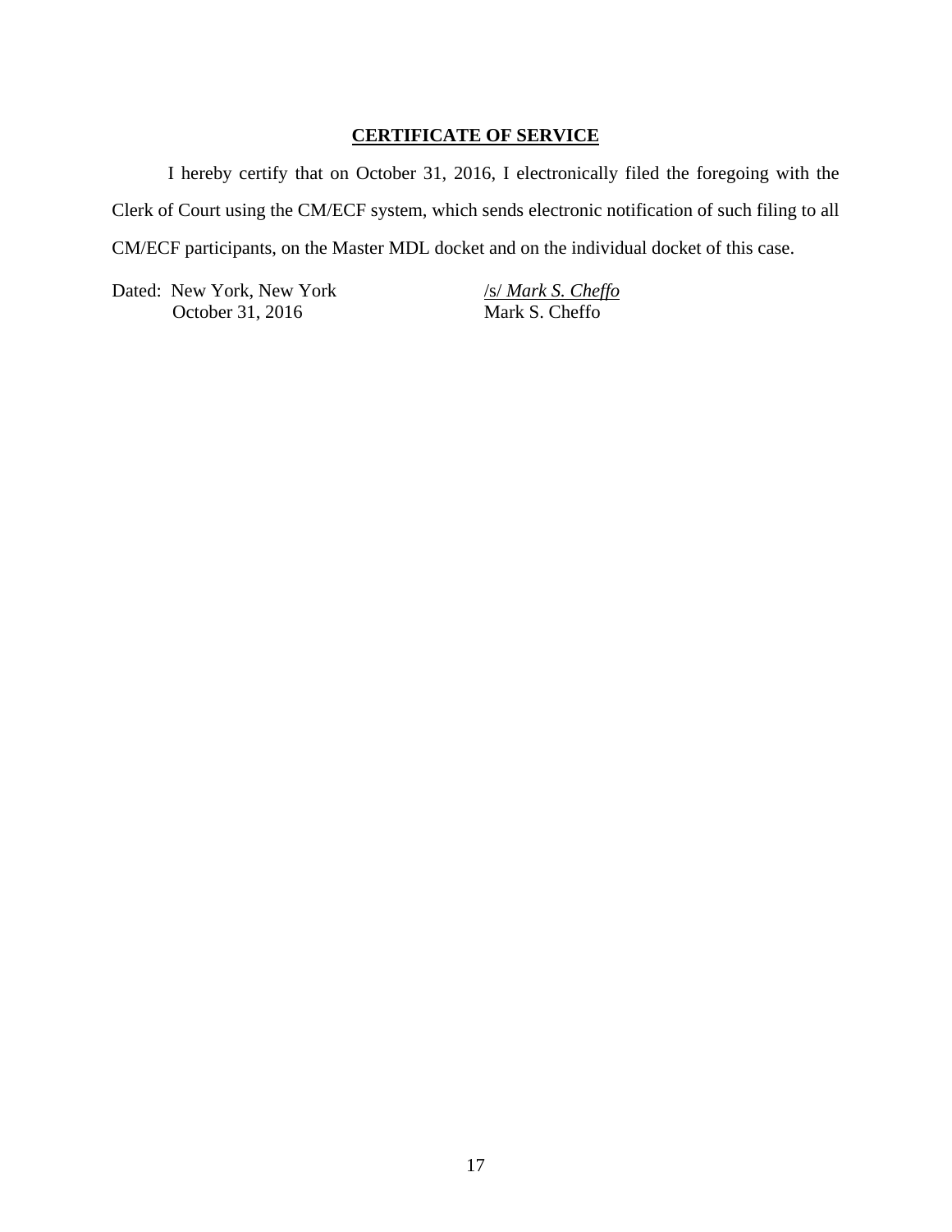## CERTIFICATE OF SERVICE

I hereby certify that on October 31, 2016, I electronically filed the foregoing with the Clerk of Court using the CM/ECF system, which sends electronic notification of such filing to all CM/ECF participants, on the Master MDL docket and on the individual docket of this case.

Dated: New York, New York
October 31, 2016

/s/ *Mark S. Cheffo*
Mark S. Cheffo